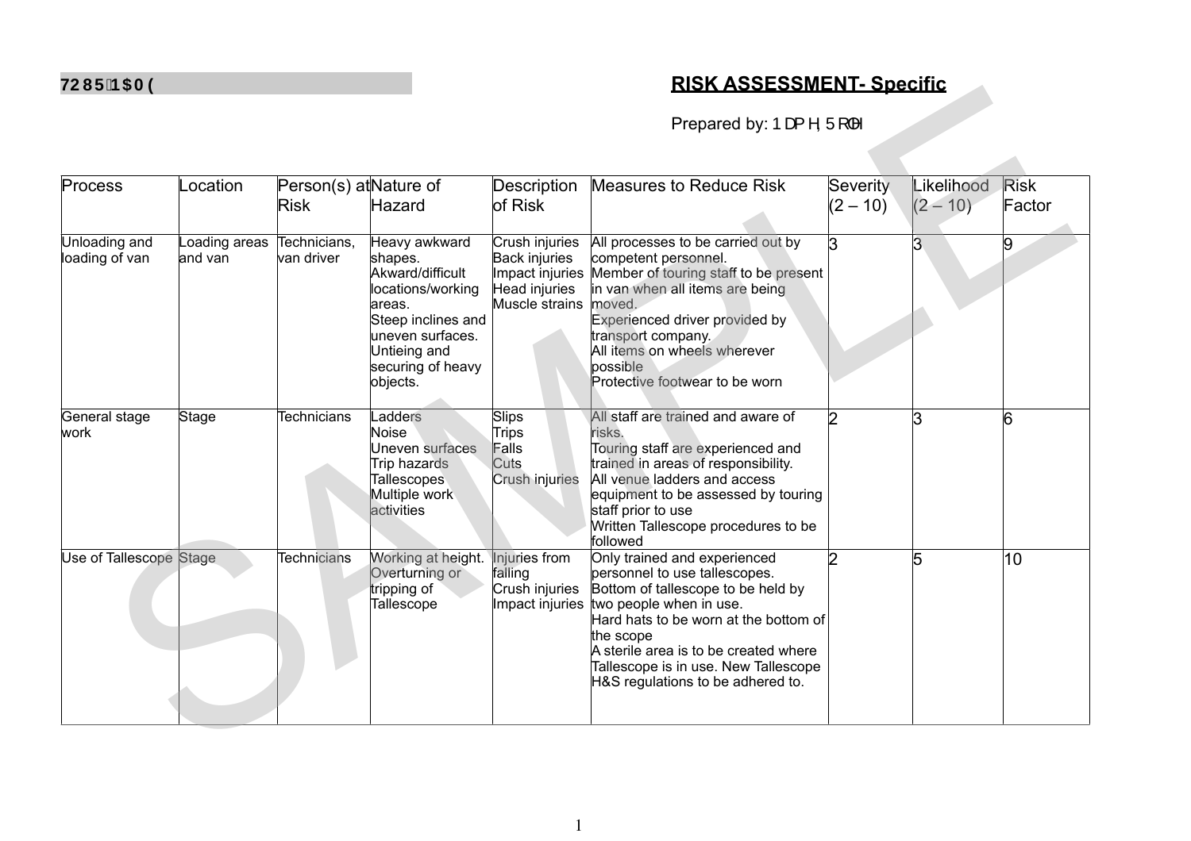**7285 1$0(**

# RISK ASSESSMENT- Specific

Prepared by: 1DPH 5ROH

| Process | Location | Person(s) at Risk | Nature of Hazard | Description of Risk | Measures to Reduce Risk | Severity (2 – 10) | Likelihood (2 – 10) | Risk Factor |
|---|---|---|---|---|---|---|---|---|
| Unloading and loading of van | Loading areas and van | Technicians, van driver | Heavy awkward shapes.<br>Akward/difficult locations/working areas.<br>Steep inclines and uneven surfaces.<br>Untieing and securing of heavy objects. | Crush injuries<br>Back injuries<br>Impact injuries<br>Head injuries<br>Muscle strains | All processes to be carried out by competent personnel.<br>Member of touring staff to be present in van when all items are being moved.<br>Experienced driver provided by transport company.<br>All items on wheels wherever possible<br>Protective footwear to be worn | 3 | 3 | 9 |
| General stage work | Stage | Technicians | Ladders<br>Noise<br>Uneven surfaces<br>Trip hazards<br>Tallescopes<br>Multiple work activities | Slips<br>Trips<br>Falls<br>Cuts<br>Crush injuries | All staff are trained and aware of risks.<br>Touring staff are experienced and trained in areas of responsibility.<br>All venue ladders and access equipment to be assessed by touring staff prior to use<br>Written Tallescope procedures to be followed | 2 | 3 | 6 |
| Use of Tallescope | Stage | Technicians | Working at height.<br>Overturning or tripping of Tallescope | Injuries from falling<br>Crush injuries<br>Impact injuries | Only trained and experienced personnel to use tallescopes.<br>Bottom of tallescope to be held by two people when in use.<br>Hard hats to be worn at the bottom of the scope<br>A sterile area is to be created where Tallescope is in use. New Tallescope H&S regulations to be adhered to. | 2 | 5 | 10 |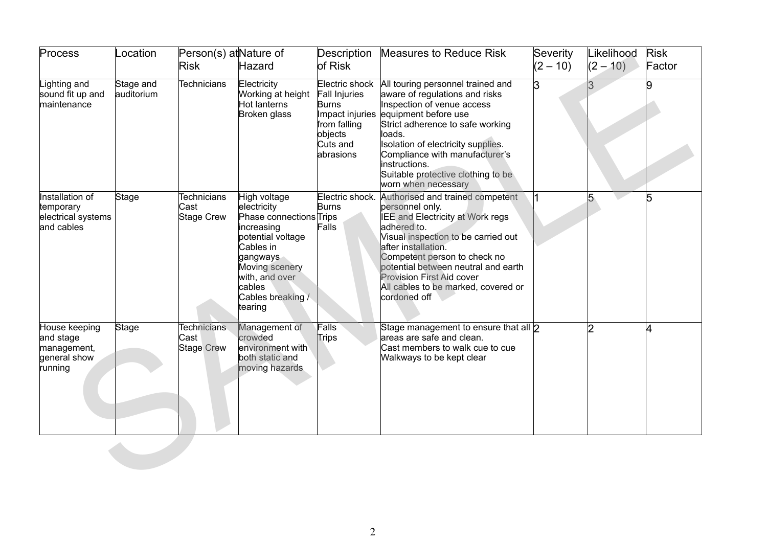| Process | Location | Person(s) at Risk | Nature of Hazard | Description of Risk | Measures to Reduce Risk | Severity (2 – 10) | Likelihood (2 – 10) | Risk Factor |
|---|---|---|---|---|---|---|---|---|
| Lighting and sound fit up and maintenance | Stage and auditorium | Technicians | Electricity<br>Working at height<br>Hot lanterns<br>Broken glass | Electric shock<br>Fall Injuries<br>Burns<br>Impact injuries from falling objects<br>Cuts and abrasions | All touring personnel trained and aware of regulations and risks<br>Inspection of venue access equipment before use<br>Strict adherence to safe working loads.<br>Isolation of electricity supplies.<br>Compliance with manufacturer's instructions.<br>Suitable protective clothing to be worn when necessary | 3 | 3 | 9 |
| Installation of temporary electrical systems and cables | Stage | Technicians<br>Cast<br>Stage Crew | High voltage electricity<br>Phase connections increasing potential voltage<br>Cables in gangways<br>Moving scenery with, and over cables<br>Cables breaking / tearing | Electric shock.<br>Burns<br>Trips<br>Falls | Authorised and trained competent personnel only.<br>IEE and Electricity at Work regs adhered to.<br>Visual inspection to be carried out after installation.<br>Competent person to check no potential between neutral and earth<br>Provision First Aid cover<br>All cables to be marked, covered or cordoned off | 1 | 5 | 5 |
| House keeping and stage management, general show running | Stage | Technicians<br>Cast<br>Stage Crew | Management of crowded environment with both static and moving hazards | Falls<br>Trips | Stage management to ensure that all areas are safe and clean.<br>Cast members to walk cue to cue<br>Walkways to be kept clear | 2 | 2 | 4 |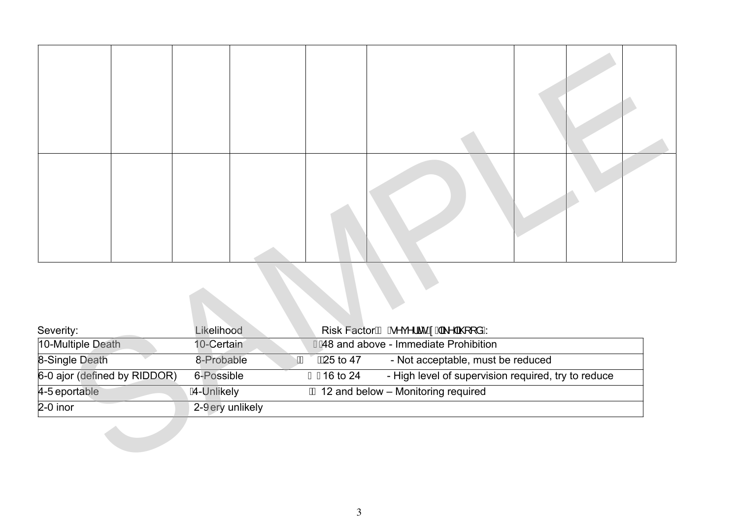| | | | | | | | | |
|---|---|---|---|---|---|---|---|---|
| | | | | | | | | |
| | | | | | | | | |

| Severity: | Likelihood | Risk Factor (Severity x Likelihood): |
|---|---|---|
| 10-Multiple Death | 10-Certain | 48 and above - Immediate Prohibition |
| 8-Single Death | 8-Probable | 25 to 47 - Not acceptable, must be reduced |
| 6-Major (defined by RIDDOR) | 6-Possible | 16 to 24 - High level of supervision required, try to reduce |
| 4-Reportable | 4-Unlikely | 12 and below – Monitoring required |
| 2-Minor | 2-Very unlikely | |